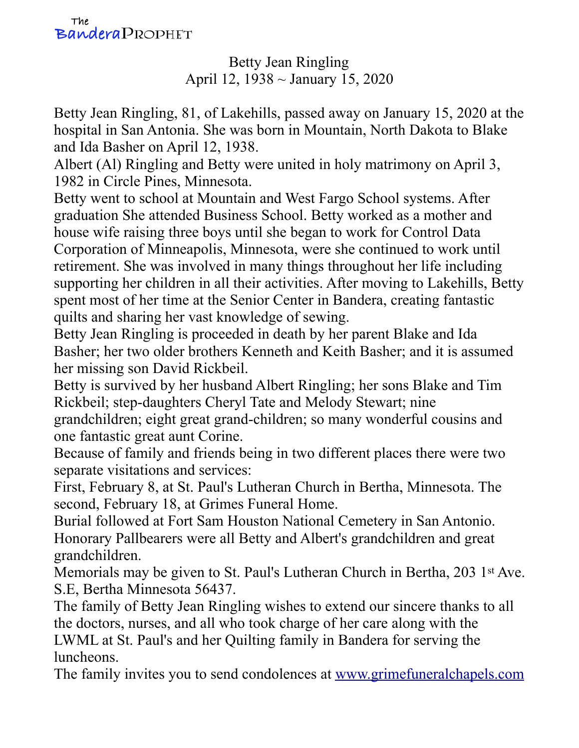# Betty Jean Ringling

April 12, 1938 ~ January 15, 2020

Betty Jean Ringling, 81, of Lakehills, passed away on January 15, 2020 at the hospital in San Antonia. She was born in Mountain, North Dakota to Blake and Ida Basher on April 12, 1938.

Albert (Al) Ringling and Betty were united in holy matrimony on April 3, 1982 in Circle Pines, Minnesota.

Betty went to school at Mountain and West Fargo School systems. After graduation She attended Business School. Betty worked as a mother and house wife raising three boys until she began to work for Control Data Corporation of Minneapolis, Minnesota, were she continued to work until retirement. She was involved in many things throughout her life including supporting her children in all their activities. After moving to Lakehills, Betty spent most of her time at the Senior Center in Bandera, creating fantastic quilts and sharing her vast knowledge of sewing.

Betty Jean Ringling is proceeded in death by her parent Blake and Ida Basher; her two older brothers Kenneth and Keith Basher; and it is assumed her missing son David Rickbeil.

Betty is survived by her husband Albert Ringling; her sons Blake and Tim Rickbeil; step-daughters Cheryl Tate and Melody Stewart; nine grandchildren; eight great grand-children; so many wonderful cousins and one fantastic great aunt Corine.

Because of family and friends being in two different places there were two separate visitations and services:

First, February 8, at St. Paul's Lutheran Church in Bertha, Minnesota. The second, February 18, at Grimes Funeral Home.

Burial followed at Fort Sam Houston National Cemetery in San Antonio.

Honorary Pallbearers were all Betty and Albert's grandchildren and great grandchildren.

Memorials may be given to St. Paul's Lutheran Church in Bertha, 203 1st Ave. S.E, Bertha Minnesota 56437.

The family of Betty Jean Ringling wishes to extend our sincere thanks to all the doctors, nurses, and all who took charge of her care along with the LWML at St. Paul's and her Quilting family in Bandera for serving the luncheons.

The family invites you to send condolences at [www.grimefuneralchapels.com](www.grimefuneralchapels.com)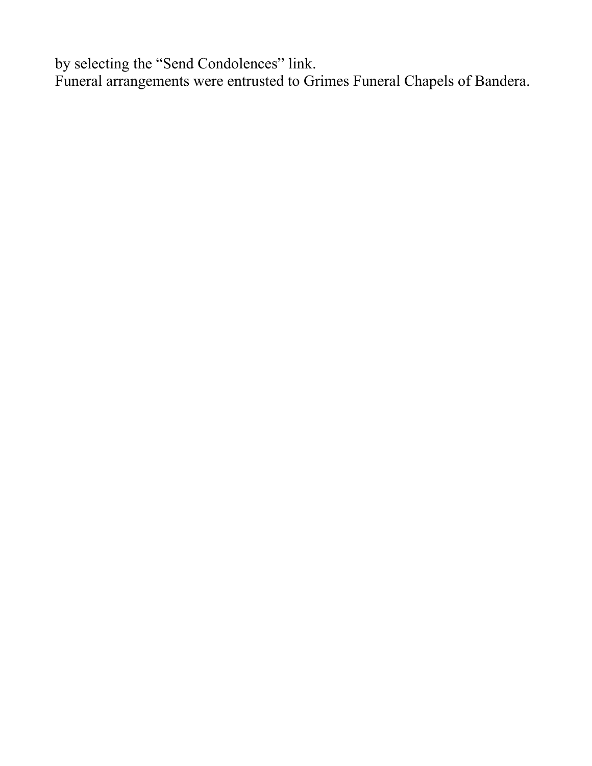by selecting the “Send Condolences” link.
Funeral arrangements were entrusted to Grimes Funeral Chapels of Bandera.